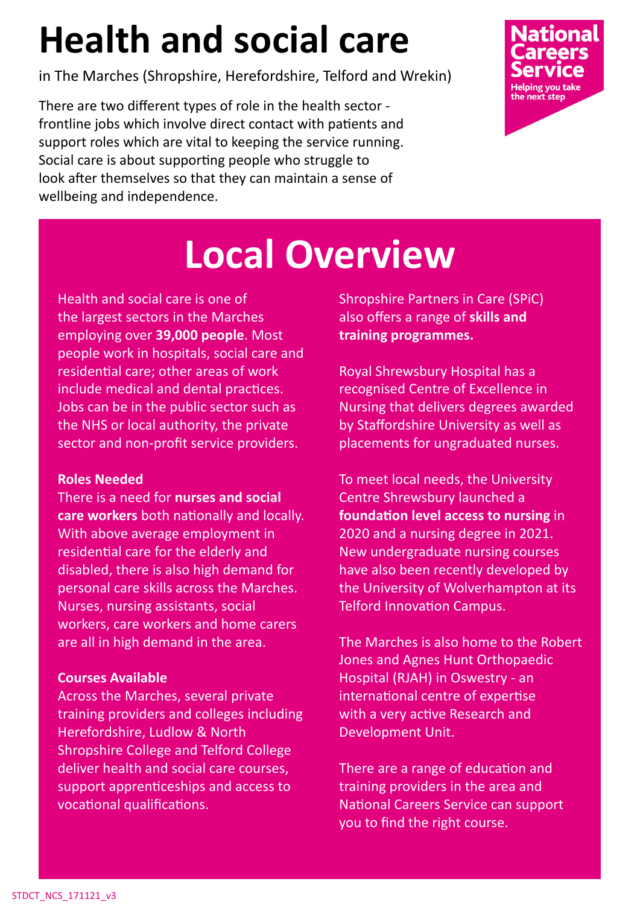# Health and social care

in The Marches (Shropshire, Herefordshire, Telford and Wrekin)

National Careers Service
Helping you take the next step

There are two different types of role in the health sector - frontline jobs which involve direct contact with patients and support roles which are vital to keeping the service running. Social care is about supporting people who struggle to look after themselves so that they can maintain a sense of wellbeing and independence.

## Local Overview

Health and social care is one of the largest sectors in the Marches employing over **39,000 people**. Most people work in hospitals, social care and residential care; other areas of work include medical and dental practices. Jobs can be in the public sector such as the NHS or local authority, the private sector and non-profit service providers.

**Roles Needed**

There is a need for **nurses and social care workers** both nationally and locally. With above average employment in residential care for the elderly and disabled, there is also high demand for personal care skills across the Marches. Nurses, nursing assistants, social workers, care workers and home carers are all in high demand in the area.

**Courses Available**

Across the Marches, several private training providers and colleges including Herefordshire, Ludlow & North Shropshire College and Telford College deliver health and social care courses, support apprenticeships and access to vocational qualifications.

Shropshire Partners in Care (SPiC) also offers a range of **skills and training programmes.**

Royal Shrewsbury Hospital has a recognised Centre of Excellence in Nursing that delivers degrees awarded by Staffordshire University as well as placements for ungraduated nurses.

To meet local needs, the University Centre Shrewsbury launched a **foundation level access to nursing** in 2020 and a nursing degree in 2021. New undergraduate nursing courses have also been recently developed by the University of Wolverhampton at its Telford Innovation Campus.

The Marches is also home to the Robert Jones and Agnes Hunt Orthopaedic Hospital (RJAH) in Oswestry - an international centre of expertise with a very active Research and Development Unit.

There are a range of education and training providers in the area and National Careers Service can support you to find the right course.

STDCT_NCS_171121_v3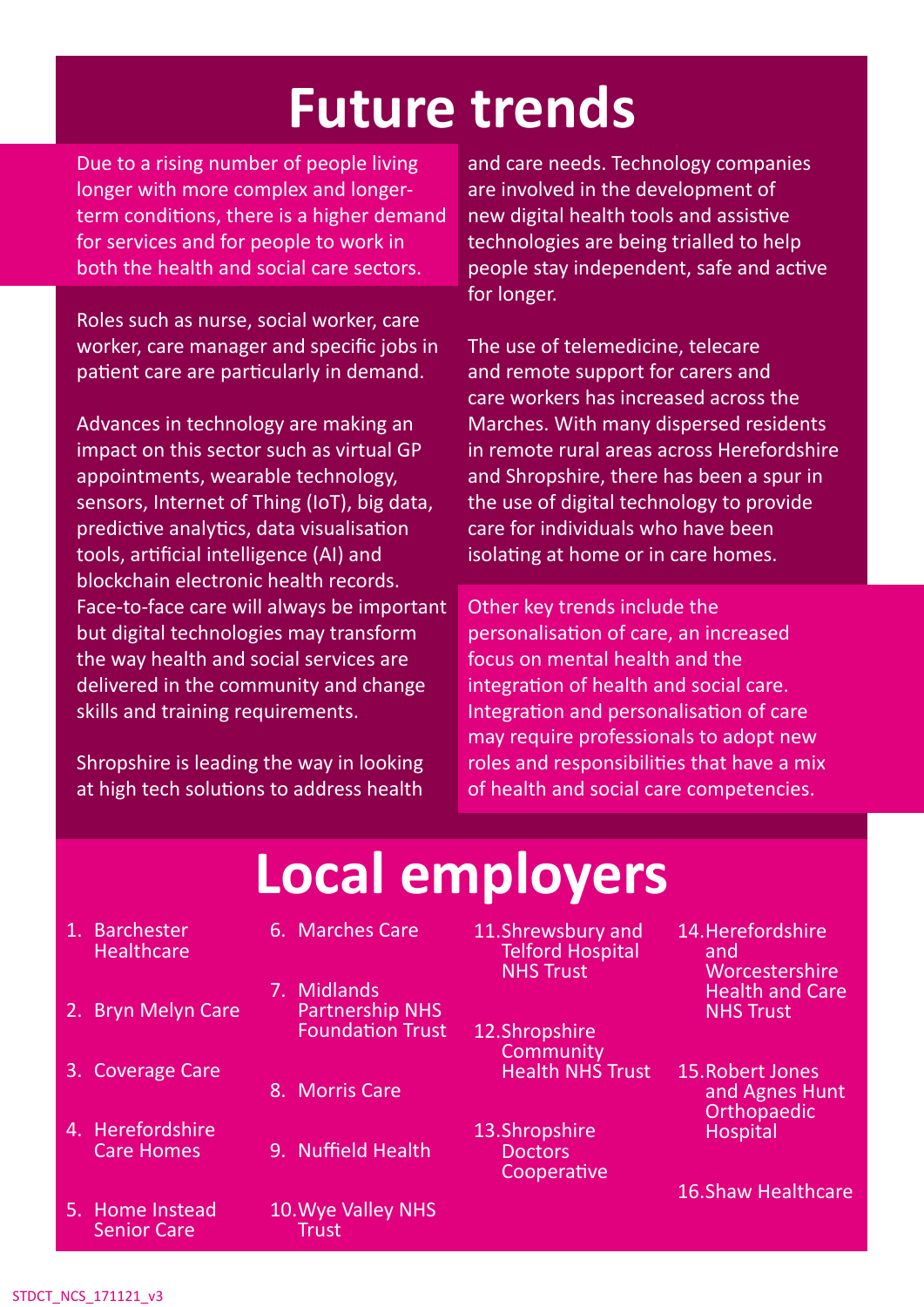# Future trends

Due to a rising number of people living longer with more complex and longer-term conditions, there is a higher demand for services and for people to work in both the health and social care sectors.

Roles such as nurse, social worker, care worker, care manager and specific jobs in patient care are particularly in demand.

Advances in technology are making an impact on this sector such as virtual GP appointments, wearable technology, sensors, Internet of Thing (IoT), big data, predictive analytics, data visualisation tools, artificial intelligence (AI) and blockchain electronic health records. Face-to-face care will always be important but digital technologies may transform the way health and social services are delivered in the community and change skills and training requirements.

Shropshire is leading the way in looking at high tech solutions to address health and care needs. Technology companies are involved in the development of new digital health tools and assistive technologies are being trialled to help people stay independent, safe and active for longer.

The use of telemedicine, telecare and remote support for carers and care workers has increased across the Marches. With many dispersed residents in remote rural areas across Herefordshire and Shropshire, there has been a spur in the use of digital technology to provide care for individuals who have been isolating at home or in care homes.

Other key trends include the personalisation of care, an increased focus on mental health and the integration of health and social care. Integration and personalisation of care may require professionals to adopt new roles and responsibilities that have a mix of health and social care competencies.

# Local employers

1. Barchester Healthcare
2. Bryn Melyn Care
3. Coverage Care
4. Herefordshire Care Homes
5. Home Instead Senior Care
6. Marches Care
7. Midlands Partnership NHS Foundation Trust
8. Morris Care
9. Nuffield Health
10. Wye Valley NHS Trust
11. Shrewsbury and Telford Hospital NHS Trust
12. Shropshire Community Health NHS Trust
13. Shropshire Doctors Cooperative
14. Herefordshire and Worcestershire Health and Care NHS Trust
15. Robert Jones and Agnes Hunt Orthopaedic Hospital
16. Shaw Healthcare

STDCT_NCS_171121_v3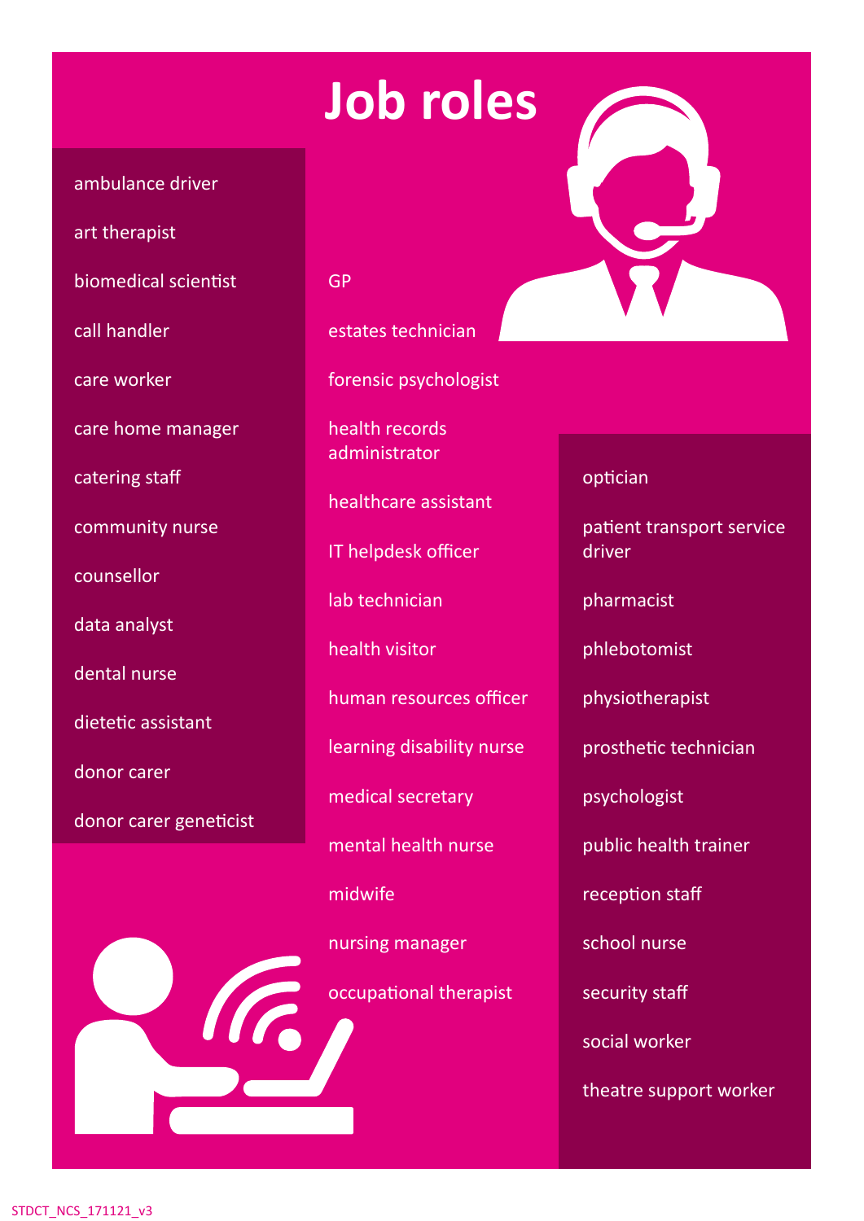# Job roles

- ambulance driver
- art therapist
- biomedical scientist
- call handler
- care worker
- care home manager
- catering staff
- community nurse
- counsellor
- data analyst
- dental nurse
- dietetic assistant
- donor carer
- donor carer geneticist
- GP
- estates technician
- forensic psychologist
- health records administrator
- healthcare assistant
- IT helpdesk officer
- lab technician
- health visitor
- human resources officer
- learning disability nurse
- medical secretary
- mental health nurse
- midwife
- nursing manager
- occupational therapist
- optician
- patient transport service driver
- pharmacist
- phlebotomist
- physiotherapist
- prosthetic technician
- psychologist
- public health trainer
- reception staff
- school nurse
- security staff
- social worker
- theatre support worker

STDCT_NCS_171121_v3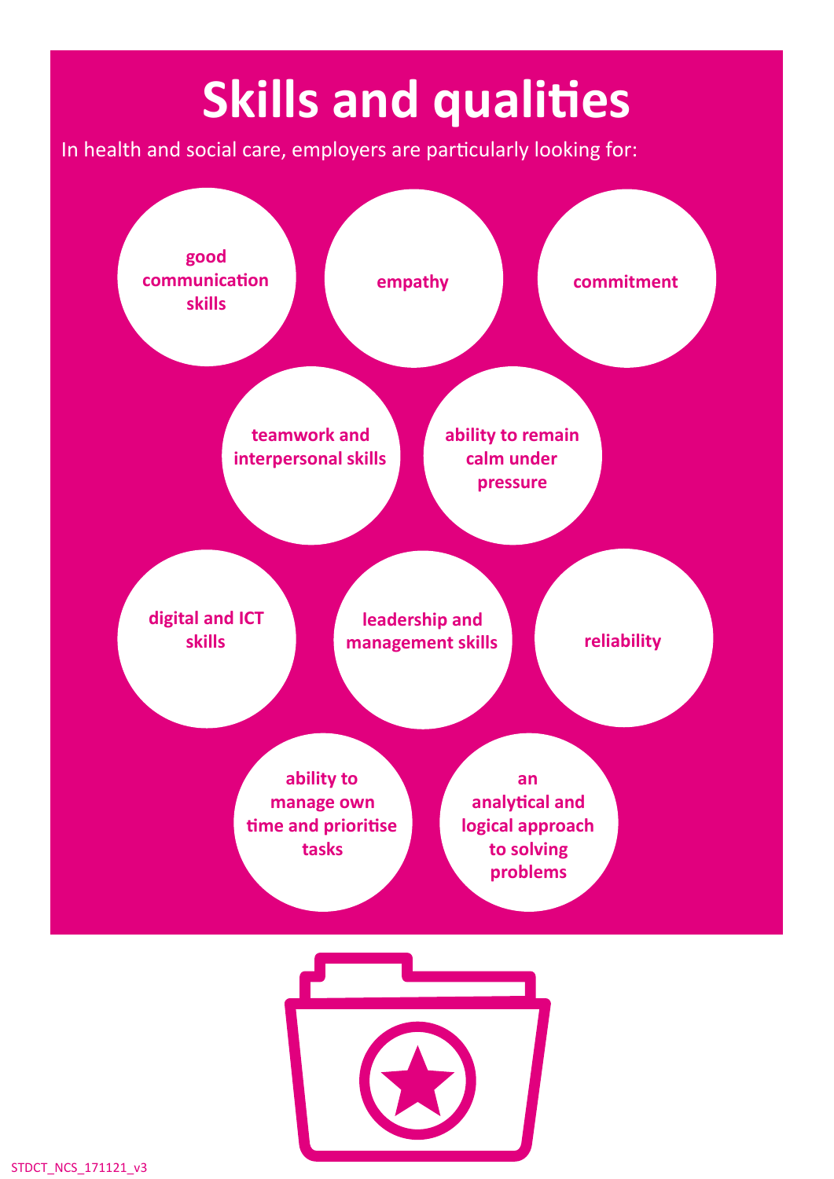# Skills and qualities

In health and social care, employers are particularly looking for:

- good communication skills
- empathy
- commitment
- teamwork and interpersonal skills
- ability to remain calm under pressure
- digital and ICT skills
- leadership and management skills
- reliability
- ability to manage own time and prioritise tasks
- an analytical and logical approach to solving problems

STDCT_NCS_171121_v3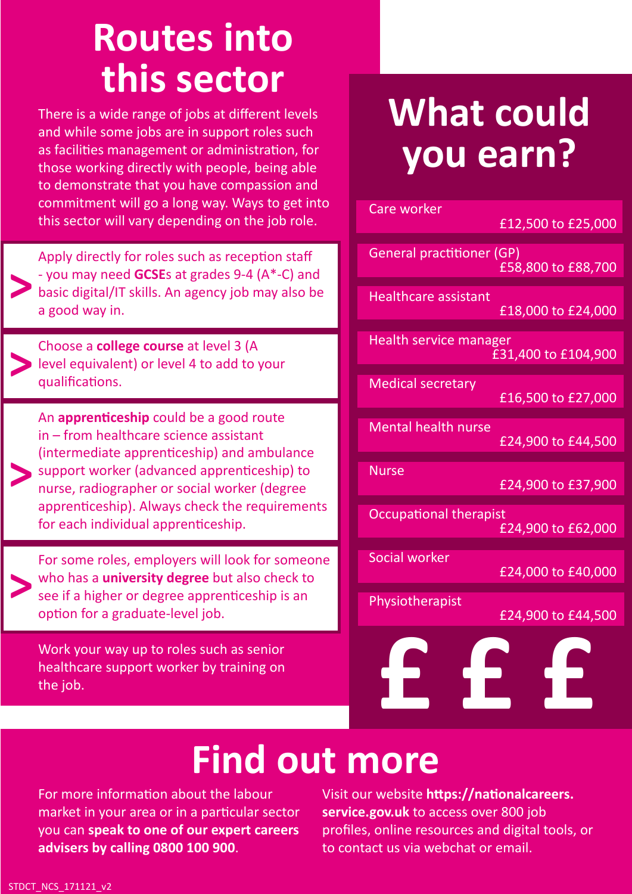# Routes into this sector

There is a wide range of jobs at different levels and while some jobs are in support roles such as facilities management or administration, for those working directly with people, being able to demonstrate that you have compassion and commitment will go a long way. Ways to get into this sector will vary depending on the job role.

> Apply directly for roles such as reception staff - you may need **GCSE**s at grades 9-4 (A*-C) and basic digital/IT skills. An agency job may also be a good way in.

> Choose a **college course** at level 3 (A level equivalent) or level 4 to add to your qualifications.

> An **apprenticeship** could be a good route in – from healthcare science assistant (intermediate apprenticeship) and ambulance support worker (advanced apprenticeship) to nurse, radiographer or social worker (degree apprenticeship). Always check the requirements for each individual apprenticeship.

> For some roles, employers will look for someone who has a **university degree** but also check to see if a higher or degree apprenticeship is an option for a graduate-level job.

Work your way up to roles such as senior healthcare support worker by training on the job.

# What could you earn?

| | |
|---|---|
| Care worker | £12,500 to £25,000 |
| General practitioner (GP) | £58,800 to £88,700 |
| Healthcare assistant | £18,000 to £24,000 |
| Health service manager | £31,400 to £104,900 |
| Medical secretary | £16,500 to £27,000 |
| Mental health nurse | £24,900 to £44,500 |
| Nurse | £24,900 to £37,900 |
| Occupational therapist | £24,900 to £62,000 |
| Social worker | £24,000 to £40,000 |
| Physiotherapist | £24,900 to £44,500 |

# Find out more

For more information about the labour market in your area or in a particular sector you can **speak to one of our expert careers advisers by calling 0800 100 900**.

Visit our website **https://nationalcareers.service.gov.uk** to access over 800 job profiles, online resources and digital tools, or to contact us via webchat or email.

STDCT_NCS_171121_v2